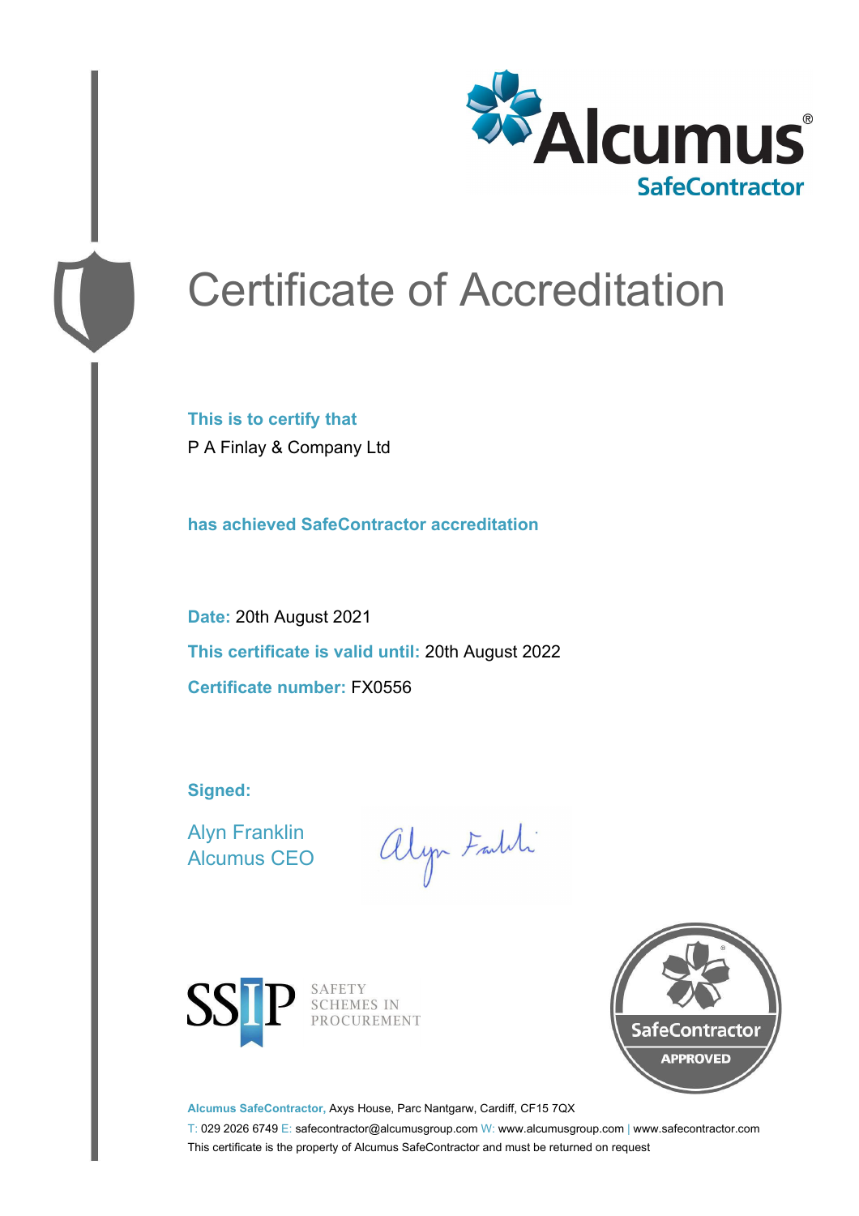Alcumus®
SafeContractor

# Certificate of Accreditation

**This is to certify that**

P A Finlay & Company Ltd

**has achieved SafeContractor accreditation**

**Date:** 20th August 2021

**This certificate is valid until:** 20th August 2022

**Certificate number:** FX0556

**Signed:**

Alyn Franklin
Alcumus CEO

SSIP SAFETY SCHEMES IN PROCUREMENT

SafeContractor APPROVED

**Alcumus SafeContractor,** Axys House, Parc Nantgarw, Cardiff, CF15 7QX

T: 029 2026 6749 E: safecontractor@alcumusgroup.com W: www.alcumusgroup.com | www.safecontractor.com

This certificate is the property of Alcumus SafeContractor and must be returned on request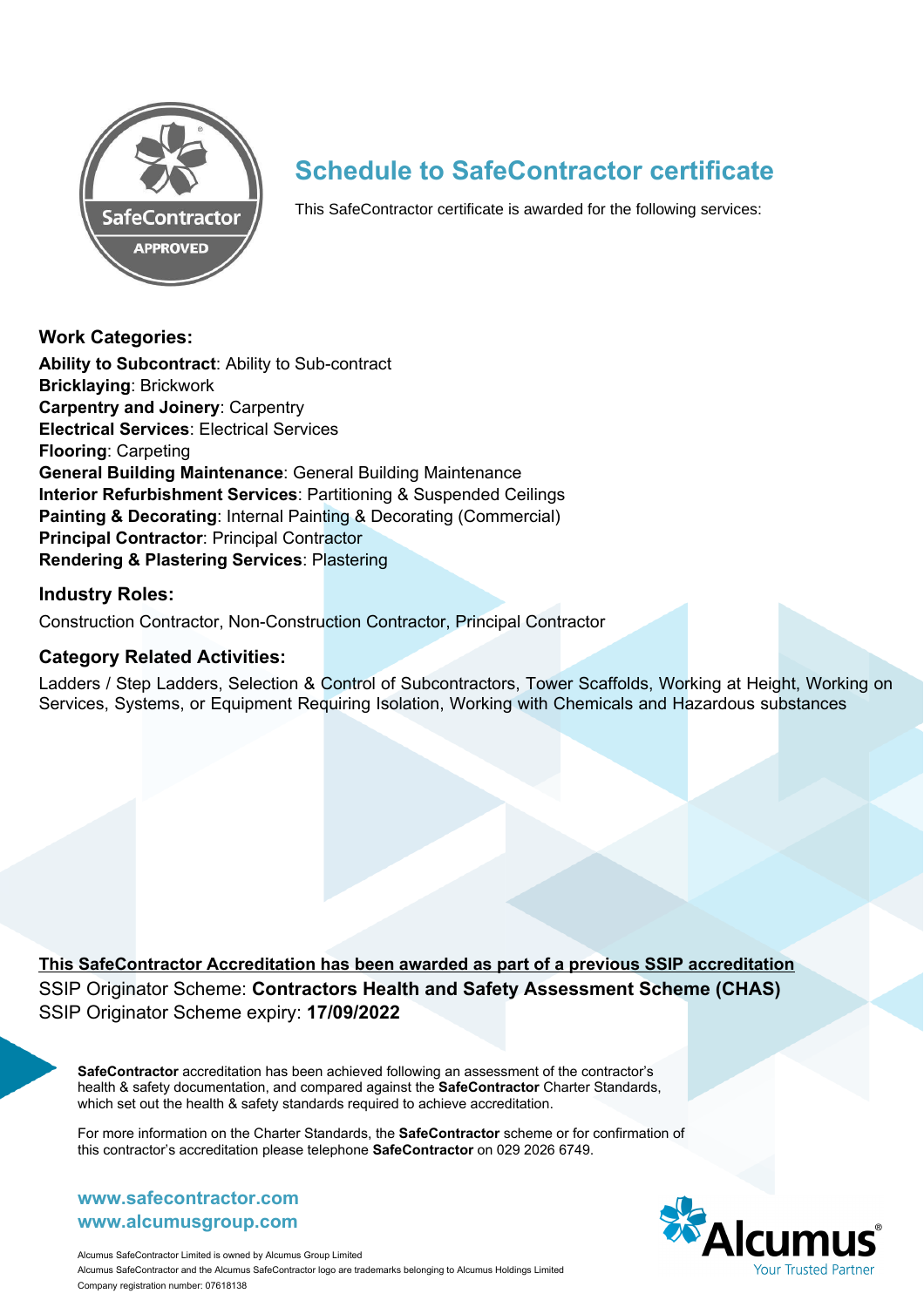# Schedule to SafeContractor certificate

This SafeContractor certificate is awarded for the following services:

### Work Categories:

**Ability to Subcontract**: Ability to Sub-contract
**Bricklaying**: Brickwork
**Carpentry and Joinery**: Carpentry
**Electrical Services**: Electrical Services
**Flooring**: Carpeting
**General Building Maintenance**: General Building Maintenance
**Interior Refurbishment Services**: Partitioning & Suspended Ceilings
**Painting & Decorating**: Internal Painting & Decorating (Commercial)
**Principal Contractor**: Principal Contractor
**Rendering & Plastering Services**: Plastering

### Industry Roles:

Construction Contractor, Non-Construction Contractor, Principal Contractor

### Category Related Activities:

Ladders / Step Ladders, Selection & Control of Subcontractors, Tower Scaffolds, Working at Height, Working on Services, Systems, or Equipment Requiring Isolation, Working with Chemicals and Hazardous substances

**This SafeContractor Accreditation has been awarded as part of a previous SSIP accreditation**
SSIP Originator Scheme: **Contractors Health and Safety Assessment Scheme (CHAS)**
SSIP Originator Scheme expiry: **17/09/2022**

**SafeContractor** accreditation has been achieved following an assessment of the contractor's health & safety documentation, and compared against the **SafeContractor** Charter Standards, which set out the health & safety standards required to achieve accreditation.

For more information on the Charter Standards, the **SafeContractor** scheme or for confirmation of this contractor's accreditation please telephone **SafeContractor** on 029 2026 6749.

**www.safecontractor.com**
**www.alcumusgroup.com**

Alcumus SafeContractor Limited is owned by Alcumus Group Limited
Alcumus SafeContractor and the Alcumus SafeContractor logo are trademarks belonging to Alcumus Holdings Limited
Company registration number: 07618138